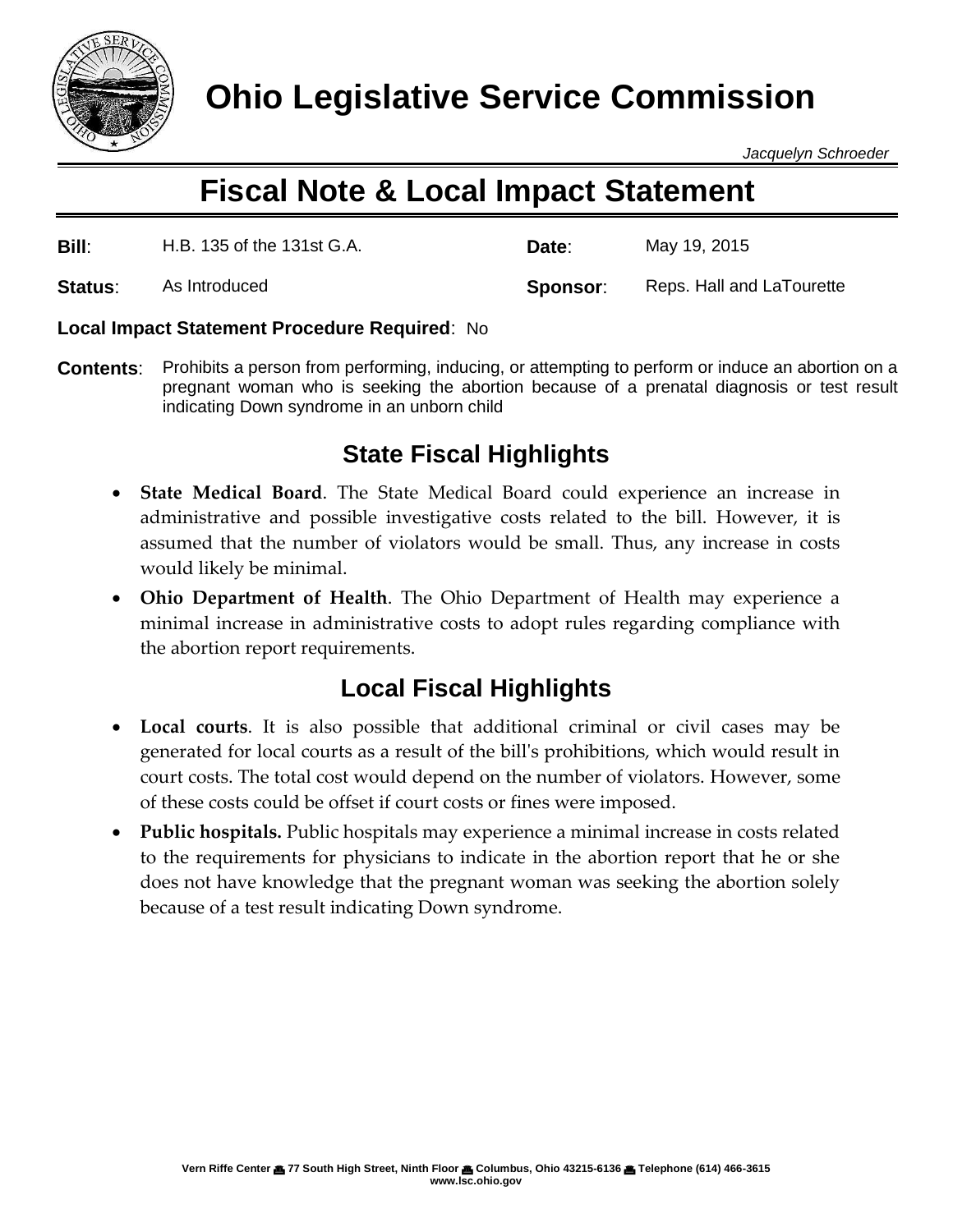# Ohio Legislative Service Commission

*Jacquelyn Schroeder*

## Fiscal Note & Local Impact Statement

| | | | |
|---|---|---|---|
| **Bill**: | H.B. 135 of the 131st G.A. | **Date**: | May 19, 2015 |
| **Status**: | As Introduced | **Sponsor**: | Reps. Hall and LaTourette |

**Local Impact Statement Procedure Required**: No

**Contents**: Prohibits a person from performing, inducing, or attempting to perform or induce an abortion on a pregnant woman who is seeking the abortion because of a prenatal diagnosis or test result indicating Down syndrome in an unborn child

### State Fiscal Highlights

- **State Medical Board**. The State Medical Board could experience an increase in administrative and possible investigative costs related to the bill. However, it is assumed that the number of violators would be small. Thus, any increase in costs would likely be minimal.
- **Ohio Department of Health**. The Ohio Department of Health may experience a minimal increase in administrative costs to adopt rules regarding compliance with the abortion report requirements.

### Local Fiscal Highlights

- **Local courts**. It is also possible that additional criminal or civil cases may be generated for local courts as a result of the bill's prohibitions, which would result in court costs. The total cost would depend on the number of violators. However, some of these costs could be offset if court costs or fines were imposed.
- **Public hospitals.** Public hospitals may experience a minimal increase in costs related to the requirements for physicians to indicate in the abortion report that he or she does not have knowledge that the pregnant woman was seeking the abortion solely because of a test result indicating Down syndrome.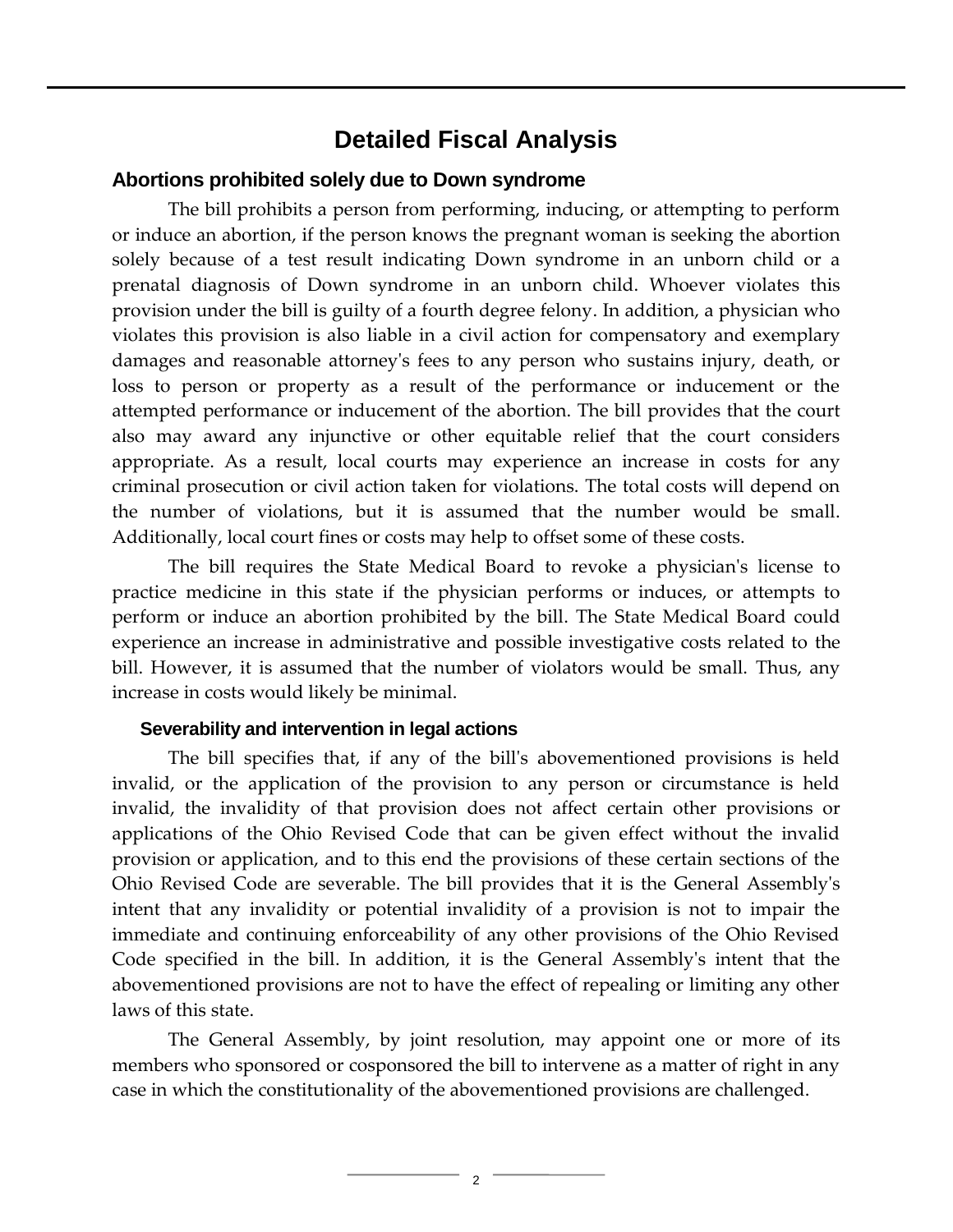# Detailed Fiscal Analysis

## Abortions prohibited solely due to Down syndrome

The bill prohibits a person from performing, inducing, or attempting to perform or induce an abortion, if the person knows the pregnant woman is seeking the abortion solely because of a test result indicating Down syndrome in an unborn child or a prenatal diagnosis of Down syndrome in an unborn child. Whoever violates this provision under the bill is guilty of a fourth degree felony. In addition, a physician who violates this provision is also liable in a civil action for compensatory and exemplary damages and reasonable attorney's fees to any person who sustains injury, death, or loss to person or property as a result of the performance or inducement or the attempted performance or inducement of the abortion. The bill provides that the court also may award any injunctive or other equitable relief that the court considers appropriate. As a result, local courts may experience an increase in costs for any criminal prosecution or civil action taken for violations. The total costs will depend on the number of violations, but it is assumed that the number would be small. Additionally, local court fines or costs may help to offset some of these costs.

The bill requires the State Medical Board to revoke a physician's license to practice medicine in this state if the physician performs or induces, or attempts to perform or induce an abortion prohibited by the bill. The State Medical Board could experience an increase in administrative and possible investigative costs related to the bill. However, it is assumed that the number of violators would be small. Thus, any increase in costs would likely be minimal.

### Severability and intervention in legal actions

The bill specifies that, if any of the bill's abovementioned provisions is held invalid, or the application of the provision to any person or circumstance is held invalid, the invalidity of that provision does not affect certain other provisions or applications of the Ohio Revised Code that can be given effect without the invalid provision or application, and to this end the provisions of these certain sections of the Ohio Revised Code are severable. The bill provides that it is the General Assembly's intent that any invalidity or potential invalidity of a provision is not to impair the immediate and continuing enforceability of any other provisions of the Ohio Revised Code specified in the bill. In addition, it is the General Assembly's intent that the abovementioned provisions are not to have the effect of repealing or limiting any other laws of this state.

The General Assembly, by joint resolution, may appoint one or more of its members who sponsored or cosponsored the bill to intervene as a matter of right in any case in which the constitutionality of the abovementioned provisions are challenged.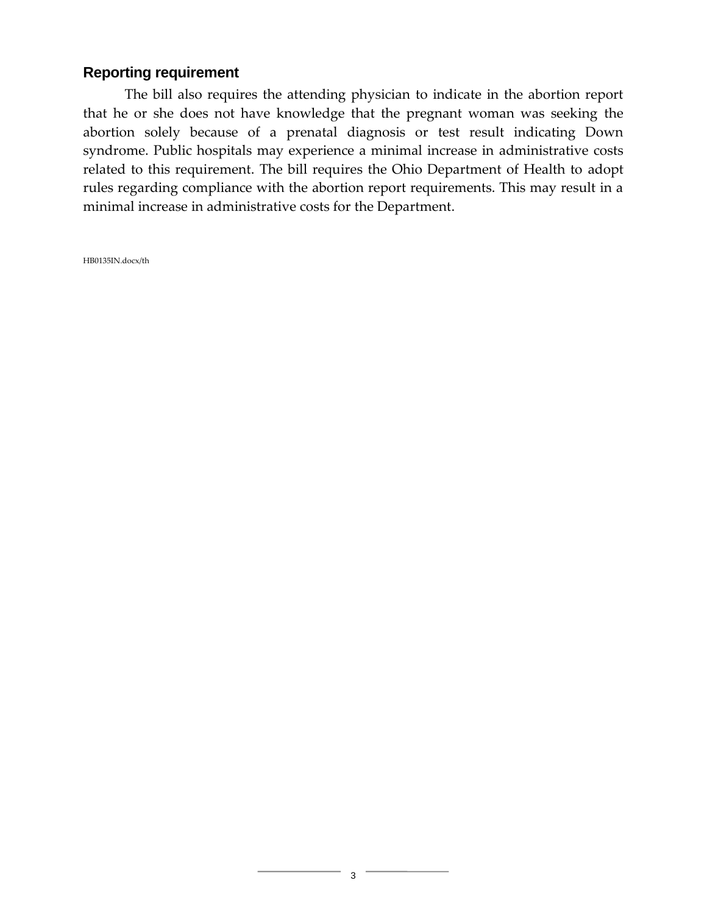## Reporting requirement

The bill also requires the attending physician to indicate in the abortion report that he or she does not have knowledge that the pregnant woman was seeking the abortion solely because of a prenatal diagnosis or test result indicating Down syndrome. Public hospitals may experience a minimal increase in administrative costs related to this requirement. The bill requires the Ohio Department of Health to adopt rules regarding compliance with the abortion report requirements. This may result in a minimal increase in administrative costs for the Department.

HB0135IN.docx/th